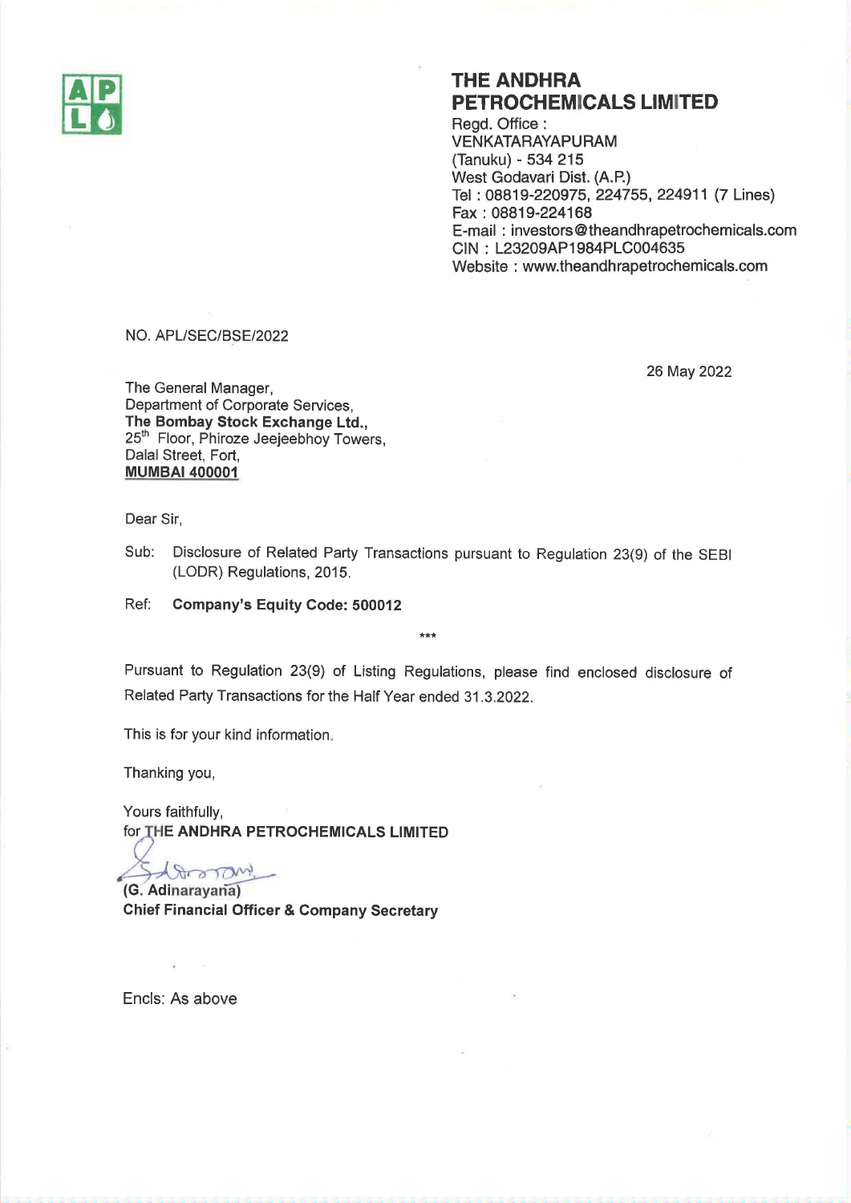# THE ANDHRA PETROCHEMICALS LIMITED

Regd. Office :
VENKATARAYAPURAM
(Tanuku) - 534 215
West Godavari Dist. (A.P.)
Tel : 08819-220975, 224755, 224911 (7 Lines)
Fax : 08819-224168
E-mail : investors@theandhrapetrochemicals.com
CIN : L23209AP1984PLC004635
Website : www.theandhrapetrochemicals.com

NO. APL/SEC/BSE/2022

26 May 2022

The General Manager,
Department of Corporate Services,
**The Bombay Stock Exchange Ltd.,**
25th Floor, Phiroze Jeejeebhoy Towers,
Dalal Street, Fort,
**MUMBAI 400001**

Dear Sir,

Sub: Disclosure of Related Party Transactions pursuant to Regulation 23(9) of the SEBI (LODR) Regulations, 2015.

Ref: **Company's Equity Code: 500012**

***

Pursuant to Regulation 23(9) of Listing Regulations, please find enclosed disclosure of Related Party Transactions for the Half Year ended 31.3.2022.

This is for your kind information.

Thanking you,

Yours faithfully,
for **THE ANDHRA PETROCHEMICALS LIMITED**

**(G. Adinarayana)**
**Chief Financial Officer & Company Secretary**

Encls: As above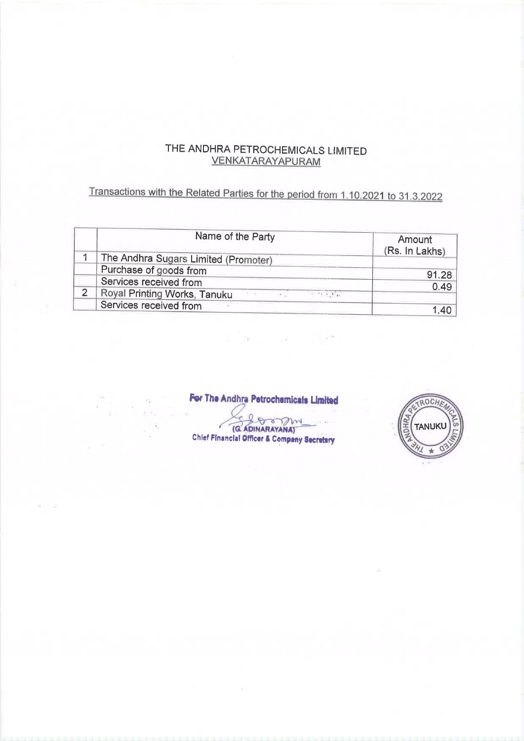# THE ANDHRA PETROCHEMICALS LIMITED
## VENKATARAYAPURAM

Transactions with the Related Parties for the period from 1.10.2021 to 31.3.2022

| | Name of the Party | Amount (Rs. In Lakhs) |
|---|---|---|
| 1 | The Andhra Sugars Limited (Promoter) | |
| | Purchase of goods from | 91.28 |
| | Services received from | 0.49 |
| 2 | Royal Printing Works, Tanuku | |
| | Services received from | 1.40 |

**For The Andhra Petrochemicals Limited**

(G. ADINARAYANA)
**Chief Financial Officer & Company Secretary**

THE ANDHRA PETROCHEMICALS LIMITED
TANUKU